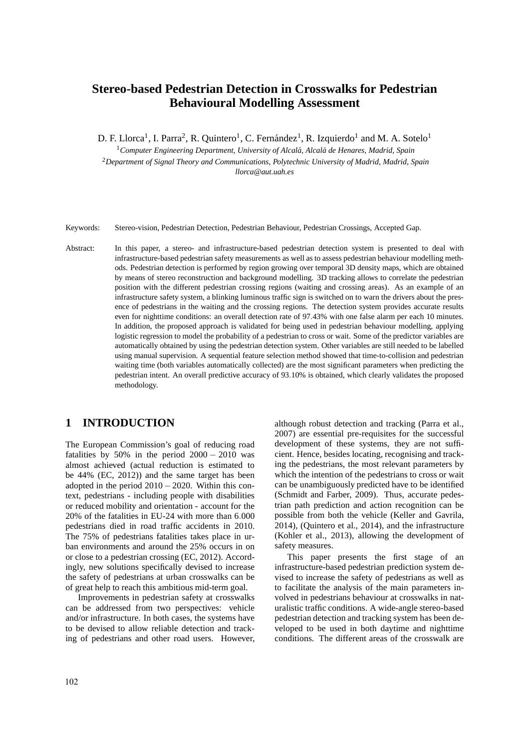# Stereo-based Pedestrian Detection in Crosswalks for Pedestrian Behavioural Modelling Assessment

D. F. Llorca[1], I. Parra[2], R. Quintero[1], C. Fernández[1], R. Izquierdo[1] and M. A. Sotelo[1]

[1]*Computer Engineering Department, University of Alcalá, Alcalá de Henares, Madrid, Spain*

[2]*Department of Signal Theory and Communications, Polytechnic University of Madrid, Madrid, Spain*

*llorca@aut.uah.es*

Keywords: Stereo-vision, Pedestrian Detection, Pedestrian Behaviour, Pedestrian Crossings, Accepted Gap.

Abstract: In this paper, a stereo- and infrastructure-based pedestrian detection system is presented to deal with infrastructure-based pedestrian safety measurements as well as to assess pedestrian behaviour modelling methods. Pedestrian detection is performed by region growing over temporal 3D density maps, which are obtained by means of stereo reconstruction and background modelling. 3D tracking allows to correlate the pedestrian position with the different pedestrian crossing regions (waiting and crossing areas). As an example of an infrastructure safety system, a blinking luminous traffic sign is switched on to warn the drivers about the presence of pedestrians in the waiting and the crossing regions. The detection system provides accurate results even for nighttime conditions: an overall detection rate of 97.43% with one false alarm per each 10 minutes. In addition, the proposed approach is validated for being used in pedestrian behaviour modelling, applying logistic regression to model the probability of a pedestrian to cross or wait. Some of the predictor variables are automatically obtained by using the pedestrian detection system. Other variables are still needed to be labelled using manual supervision. A sequential feature selection method showed that time-to-collision and pedestrian waiting time (both variables automatically collected) are the most significant parameters when predicting the pedestrian intent. An overall predictive accuracy of 93.10% is obtained, which clearly validates the proposed methodology.

## 1 INTRODUCTION

The European Commission's goal of reducing road fatalities by 50% in the period 2000 – 2010 was almost achieved (actual reduction is estimated to be 44% (EC, 2012)) and the same target has been adopted in the period 2010 – 2020. Within this context, pedestrians - including people with disabilities or reduced mobility and orientation - account for the 20% of the fatalities in EU-24 with more than 6.000 pedestrians died in road traffic accidents in 2010. The 75% of pedestrians fatalities takes place in urban environments and around the 25% occurs in on or close to a pedestrian crossing (EC, 2012). Accordingly, new solutions specifically devised to increase the safety of pedestrians at urban crosswalks can be of great help to reach this ambitious mid-term goal.

Improvements in pedestrian safety at crosswalks can be addressed from two perspectives: vehicle and/or infrastructure. In both cases, the systems have to be devised to allow reliable detection and tracking of pedestrians and other road users. However, although robust detection and tracking (Parra et al., 2007) are essential pre-requisites for the successful development of these systems, they are not sufficient. Hence, besides locating, recognising and tracking the pedestrians, the most relevant parameters by which the intention of the pedestrians to cross or wait can be unambiguously predicted have to be identified (Schmidt and Farber, 2009). Thus, accurate pedestrian path prediction and action recognition can be possible from both the vehicle (Keller and Gavrila, 2014), (Quintero et al., 2014), and the infrastructure (Kohler et al., 2013), allowing the development of safety measures.

This paper presents the first stage of an infrastructure-based pedestrian prediction system devised to increase the safety of pedestrians as well as to facilitate the analysis of the main parameters involved in pedestrians behaviour at crosswalks in naturalistic traffic conditions. A wide-angle stereo-based pedestrian detection and tracking system has been developed to be used in both daytime and nighttime conditions. The different areas of the crosswalk are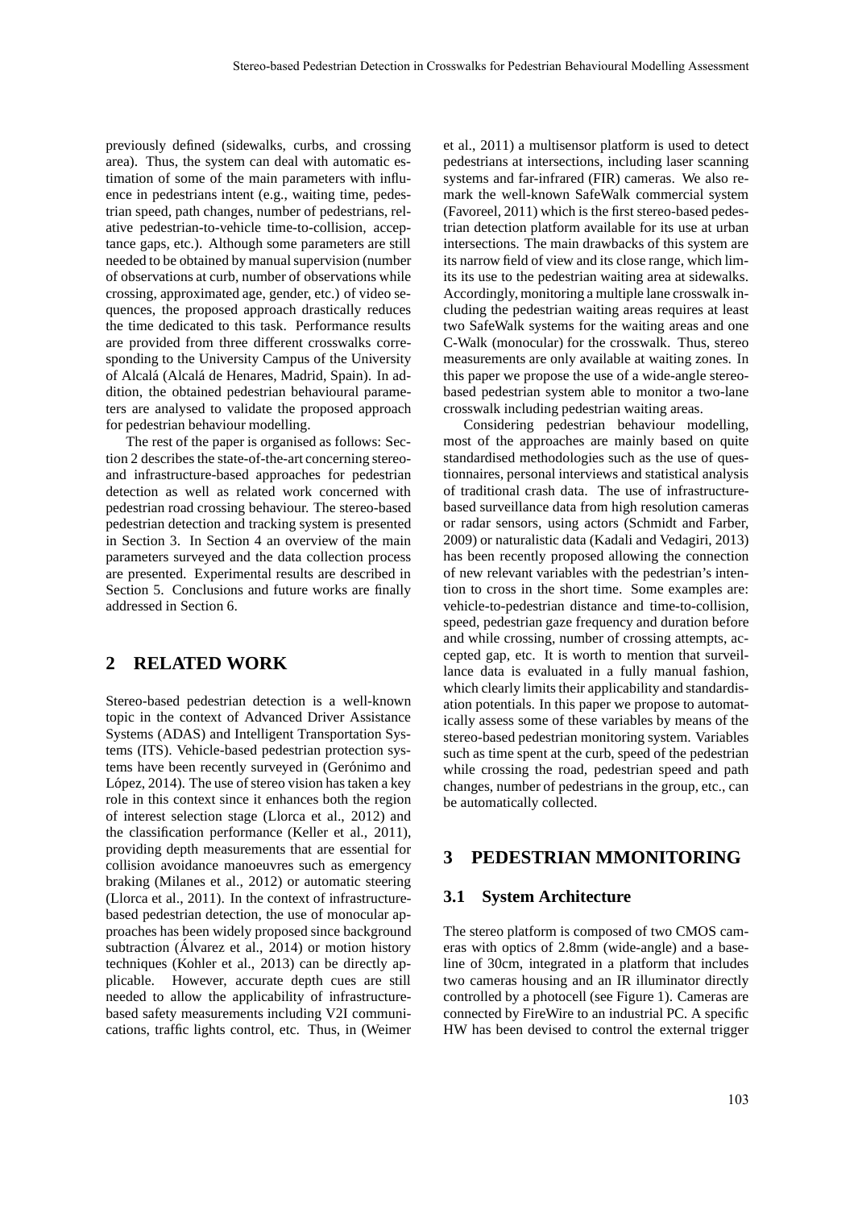previously defined (sidewalks, curbs, and crossing area). Thus, the system can deal with automatic estimation of some of the main parameters with influence in pedestrians intent (e.g., waiting time, pedestrian speed, path changes, number of pedestrians, relative pedestrian-to-vehicle time-to-collision, acceptance gaps, etc.). Although some parameters are still needed to be obtained by manual supervision (number of observations at curb, number of observations while crossing, approximated age, gender, etc.) of video sequences, the proposed approach drastically reduces the time dedicated to this task. Performance results are provided from three different crosswalks corresponding to the University Campus of the University of Alcalá (Alcalá de Henares, Madrid, Spain). In addition, the obtained pedestrian behavioural parameters are analysed to validate the proposed approach for pedestrian behaviour modelling.

The rest of the paper is organised as follows: Section 2 describes the state-of-the-art concerning stereo- and infrastructure-based approaches for pedestrian detection as well as related work concerned with pedestrian road crossing behaviour. The stereo-based pedestrian detection and tracking system is presented in Section 3. In Section 4 an overview of the main parameters surveyed and the data collection process are presented. Experimental results are described in Section 5. Conclusions and future works are finally addressed in Section 6.

# 2 RELATED WORK

Stereo-based pedestrian detection is a well-known topic in the context of Advanced Driver Assistance Systems (ADAS) and Intelligent Transportation Systems (ITS). Vehicle-based pedestrian protection systems have been recently surveyed in (Gerónimo and López, 2014). The use of stereo vision has taken a key role in this context since it enhances both the region of interest selection stage (Llorca et al., 2012) and the classification performance (Keller et al., 2011), providing depth measurements that are essential for collision avoidance manoeuvres such as emergency braking (Milanes et al., 2012) or automatic steering (Llorca et al., 2011). In the context of infrastructure-based pedestrian detection, the use of monocular approaches has been widely proposed since background subtraction (Álvarez et al., 2014) or motion history techniques (Kohler et al., 2013) can be directly applicable. However, accurate depth cues are still needed to allow the applicability of infrastructure-based safety measurements including V2I communications, traffic lights control, etc. Thus, in (Weimer et al., 2011) a multisensor platform is used to detect pedestrians at intersections, including laser scanning systems and far-infrared (FIR) cameras. We also remark the well-known SafeWalk commercial system (Favoreel, 2011) which is the first stereo-based pedestrian detection platform available for its use at urban intersections. The main drawbacks of this system are its narrow field of view and its close range, which limits its use to the pedestrian waiting area at sidewalks. Accordingly, monitoring a multiple lane crosswalk including the pedestrian waiting areas requires at least two SafeWalk systems for the waiting areas and one C-Walk (monocular) for the crosswalk. Thus, stereo measurements are only available at waiting zones. In this paper we propose the use of a wide-angle stereo-based pedestrian system able to monitor a two-lane crosswalk including pedestrian waiting areas.

Considering pedestrian behaviour modelling, most of the approaches are mainly based on quite standardised methodologies such as the use of questionnaires, personal interviews and statistical analysis of traditional crash data. The use of infrastructure-based surveillance data from high resolution cameras or radar sensors, using actors (Schmidt and Farber, 2009) or naturalistic data (Kadali and Vedagiri, 2013) has been recently proposed allowing the connection of new relevant variables with the pedestrian's intention to cross in the short time. Some examples are: vehicle-to-pedestrian distance and time-to-collision, speed, pedestrian gaze frequency and duration before and while crossing, number of crossing attempts, accepted gap, etc. It is worth to mention that surveillance data is evaluated in a fully manual fashion, which clearly limits their applicability and standardisation potentials. In this paper we propose to automatically assess some of these variables by means of the stereo-based pedestrian monitoring system. Variables such as time spent at the curb, speed of the pedestrian while crossing the road, pedestrian speed and path changes, number of pedestrians in the group, etc., can be automatically collected.

# 3 PEDESTRIAN MMONITORING

## 3.1 System Architecture

The stereo platform is composed of two CMOS cameras with optics of 2.8mm (wide-angle) and a baseline of 30cm, integrated in a platform that includes two cameras housing and an IR illuminator directly controlled by a photocell (see Figure 1). Cameras are connected by FireWire to an industrial PC. A specific HW has been devised to control the external trigger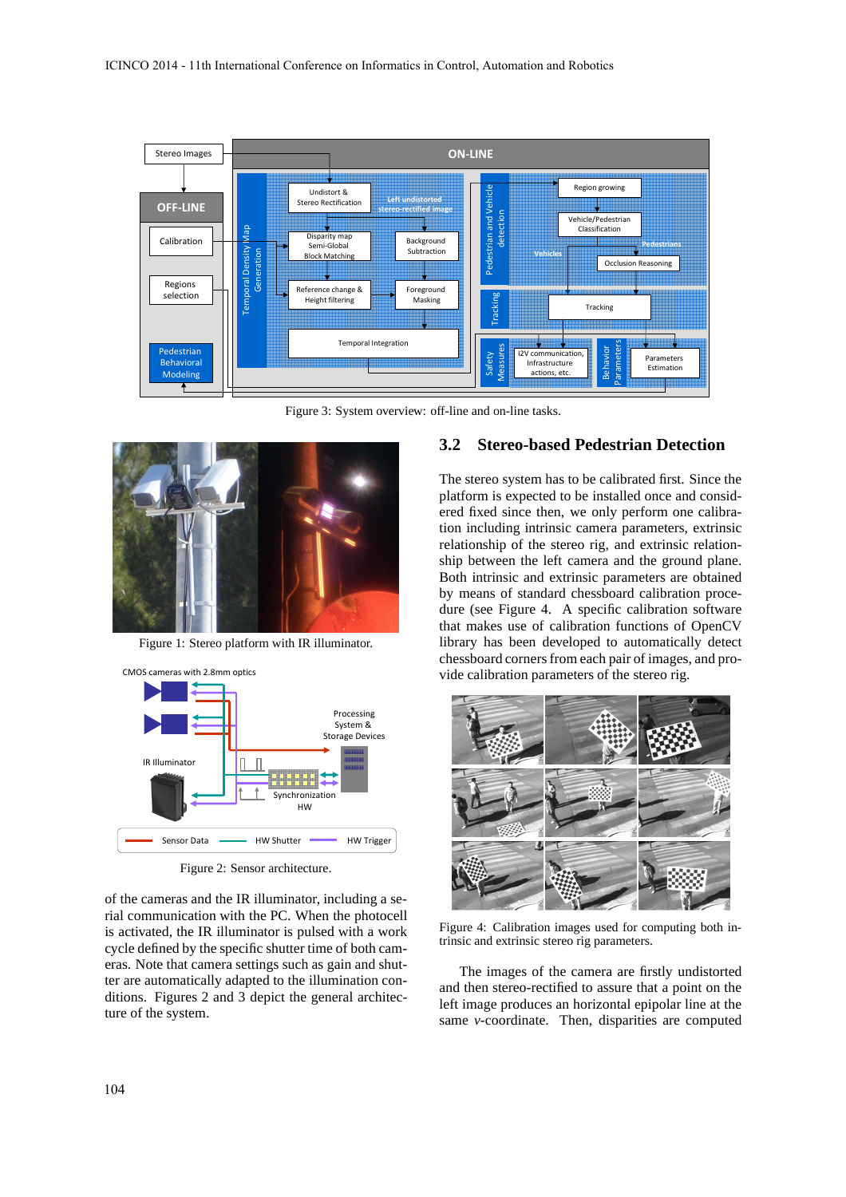Figure 3: System overview: off-line and on-line tasks.

Figure 1: Stereo platform with IR illuminator.

Figure 2: Sensor architecture.

of the cameras and the IR illuminator, including a serial communication with the PC. When the photocell is activated, the IR illuminator is pulsed with a work cycle defined by the specific shutter time of both cameras. Note that camera settings such as gain and shutter are automatically adapted to the illumination conditions. Figures 2 and 3 depict the general architecture of the system.

## 3.2 Stereo-based Pedestrian Detection

The stereo system has to be calibrated first. Since the platform is expected to be installed once and considered fixed since then, we only perform one calibration including intrinsic camera parameters, extrinsic relationship of the stereo rig, and extrinsic relationship between the left camera and the ground plane. Both intrinsic and extrinsic parameters are obtained by means of standard chessboard calibration procedure (see Figure 4. A specific calibration software that makes use of calibration functions of OpenCV library has been developed to automatically detect chessboard corners from each pair of images, and provide calibration parameters of the stereo rig.

Figure 4: Calibration images used for computing both intrinsic and extrinsic stereo rig parameters.

The images of the camera are firstly undistorted and then stereo-rectified to assure that a point on the left image produces an horizontal epipolar line at the same *v*-coordinate. Then, disparities are computed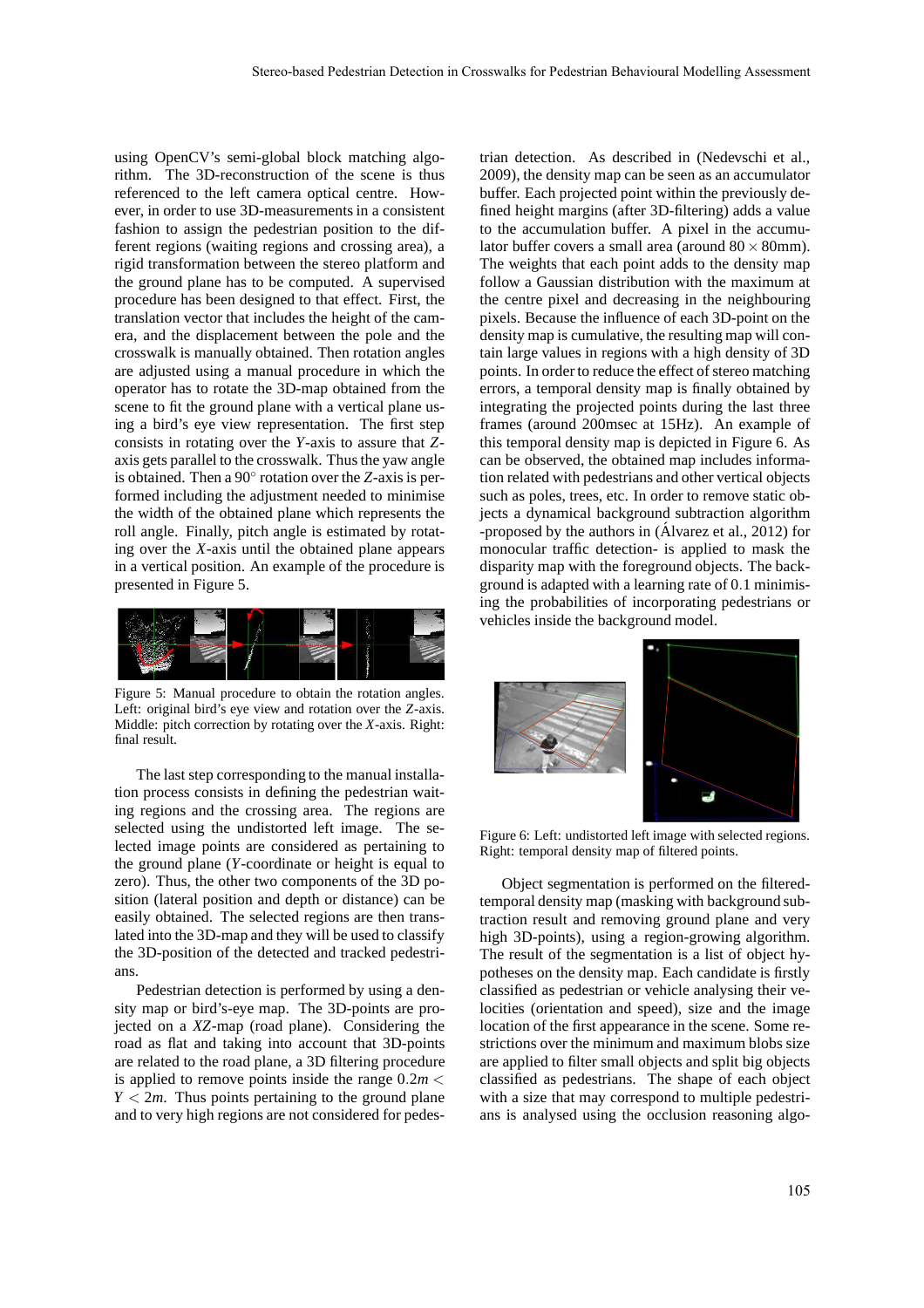using OpenCV's semi-global block matching algorithm. The 3D-reconstruction of the scene is thus referenced to the left camera optical centre. However, in order to use 3D-measurements in a consistent fashion to assign the pedestrian position to the different regions (waiting regions and crossing area), a rigid transformation between the stereo platform and the ground plane has to be computed. A supervised procedure has been designed to that effect. First, the translation vector that includes the height of the camera, and the displacement between the pole and the crosswalk is manually obtained. Then rotation angles are adjusted using a manual procedure in which the operator has to rotate the 3D-map obtained from the scene to fit the ground plane with a vertical plane using a bird's eye view representation. The first step consists in rotating over the $Y$-axis to assure that $Z$-axis gets parallel to the crosswalk. Thus the yaw angle is obtained. Then a $90^{\circ}$ rotation over the $Z$-axis is performed including the adjustment needed to minimise the width of the obtained plane which represents the roll angle. Finally, pitch angle is estimated by rotating over the $X$-axis until the obtained plane appears in a vertical position. An example of the procedure is presented in Figure 5.

Figure 5: Manual procedure to obtain the rotation angles. Left: original bird's eye view and rotation over the $Z$-axis. Middle: pitch correction by rotating over the $X$-axis. Right: final result.

The last step corresponding to the manual installation process consists in defining the pedestrian waiting regions and the crossing area. The regions are selected using the undistorted left image. The selected image points are considered as pertaining to the ground plane ($Y$-coordinate or height is equal to zero). Thus, the other two components of the 3D position (lateral position and depth or distance) can be easily obtained. The selected regions are then translated into the 3D-map and they will be used to classify the 3D-position of the detected and tracked pedestrians.

Pedestrian detection is performed by using a density map or bird's-eye map. The 3D-points are projected on a $XZ$-map (road plane). Considering the road as flat and taking into account that 3D-points are related to the road plane, a 3D filtering procedure is applied to remove points inside the range $0.2m < Y < 2m$. Thus points pertaining to the ground plane and to very high regions are not considered for pedestrian detection. As described in (Nedevschi et al., 2009), the density map can be seen as an accumulator buffer. Each projected point within the previously defined height margins (after 3D-filtering) adds a value to the accumulation buffer. A pixel in the accumulator buffer covers a small area (around $80 \times 80$mm). The weights that each point adds to the density map follow a Gaussian distribution with the maximum at the centre pixel and decreasing in the neighbouring pixels. Because the influence of each 3D-point on the density map is cumulative, the resulting map will contain large values in regions with a high density of 3D points. In order to reduce the effect of stereo matching errors, a temporal density map is finally obtained by integrating the projected points during the last three frames (around 200msec at 15Hz). An example of this temporal density map is depicted in Figure 6. As can be observed, the obtained map includes information related with pedestrians and other vertical objects such as poles, trees, etc. In order to remove static objects a dynamical background subtraction algorithm -proposed by the authors in (Álvarez et al., 2012) for monocular traffic detection- is applied to mask the disparity map with the foreground objects. The background is adapted with a learning rate of 0.1 minimising the probabilities of incorporating pedestrians or vehicles inside the background model.

Figure 6: Left: undistorted left image with selected regions. Right: temporal density map of filtered points.

Object segmentation is performed on the filtered-temporal density map (masking with background subtraction result and removing ground plane and very high 3D-points), using a region-growing algorithm. The result of the segmentation is a list of object hypotheses on the density map. Each candidate is firstly classified as pedestrian or vehicle analysing their velocities (orientation and speed), size and the image location of the first appearance in the scene. Some restrictions over the minimum and maximum blobs size are applied to filter small objects and split big objects classified as pedestrians. The shape of each object with a size that may correspond to multiple pedestrians is analysed using the occlusion reasoning algo-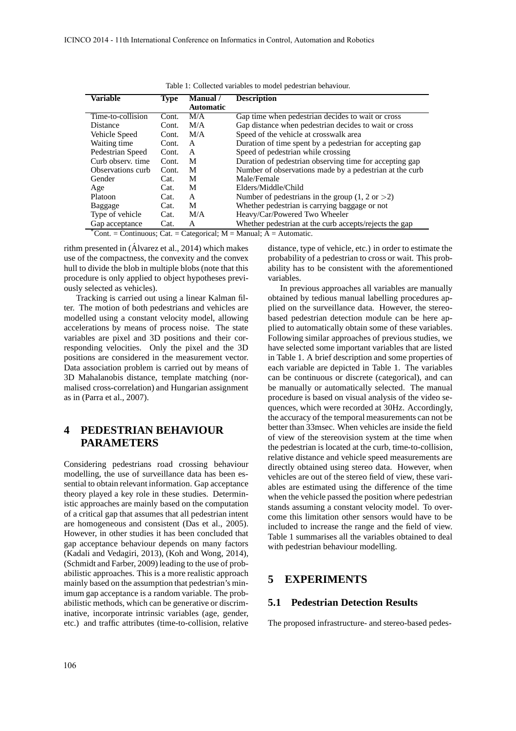Table 1: Collected variables to model pedestrian behaviour.

| Variable | Type | Manual / Automatic | Description |
|---|---|---|---|
| Time-to-collision | Cont. | M/A | Gap time when pedestrian decides to wait or cross |
| Distance | Cont. | M/A | Gap distance when pedestrian decides to wait or cross |
| Vehicle Speed | Cont. | M/A | Speed of the vehicle at crosswalk area |
| Waiting time | Cont. | A | Duration of time spent by a pedestrian for accepting gap |
| Pedestrian Speed | Cont. | A | Speed of pedestrian while crossing |
| Curb observ. time | Cont. | M | Duration of pedestrian observing time for accepting gap |
| Observations curb | Cont. | M | Number of observations made by a pedestrian at the curb |
| Gender | Cat. | M | Male/Female |
| Age | Cat. | M | Elders/Middle/Child |
| Platoon | Cat. | A | Number of pedestrians in the group (1, 2 or >2) |
| Baggage | Cat. | M | Whether pedestrian is carrying baggage or not |
| Type of vehicle | Cat. | M/A | Heavy/Car/Powered Two Wheeler |
| Gap acceptance | Cat. | A | Whether pedestrian at the curb accepts/rejects the gap |

*Cont. = Continuous; Cat. = Categorical; M = Manual; A = Automatic.

rithm presented in (Álvarez et al., 2014) which makes use of the compactness, the convexity and the convex hull to divide the blob in multiple blobs (note that this procedure is only applied to object hypotheses previously selected as vehicles).

Tracking is carried out using a linear Kalman filter. The motion of both pedestrians and vehicles are modelled using a constant velocity model, allowing accelerations by means of process noise. The state variables are pixel and 3D positions and their corresponding velocities. Only the pixel and the 3D positions are considered in the measurement vector. Data association problem is carried out by means of 3D Mahalanobis distance, template matching (normalised cross-correlation) and Hungarian assignment as in (Parra et al., 2007).

# 4 PEDESTRIAN BEHAVIOUR PARAMETERS

Considering pedestrians road crossing behaviour modelling, the use of surveillance data has been essential to obtain relevant information. Gap acceptance theory played a key role in these studies. Deterministic approaches are mainly based on the computation of a critical gap that assumes that all pedestrian intent are homogeneous and consistent (Das et al., 2005). However, in other studies it has been concluded that gap acceptance behaviour depends on many factors (Kadali and Vedagiri, 2013), (Koh and Wong, 2014), (Schmidt and Farber, 2009) leading to the use of probabilistic approaches. This is a more realistic approach mainly based on the assumption that pedestrian's minimum gap acceptance is a random variable. The probabilistic methods, which can be generative or discriminative, incorporate intrinsic variables (age, gender, etc.) and traffic attributes (time-to-collision, relative distance, type of vehicle, etc.) in order to estimate the probability of a pedestrian to cross or wait. This probability has to be consistent with the aforementioned variables.

In previous approaches all variables are manually obtained by tedious manual labelling procedures applied on the surveillance data. However, the stereo-based pedestrian detection module can be here applied to automatically obtain some of these variables. Following similar approaches of previous studies, we have selected some important variables that are listed in Table 1. A brief description and some properties of each variable are depicted in Table 1. The variables can be continuous or discrete (categorical), and can be manually or automatically selected. The manual procedure is based on visual analysis of the video sequences, which were recorded at 30Hz. Accordingly, the accuracy of the temporal measurements can not be better than 33msec. When vehicles are inside the field of view of the stereovision system at the time when the pedestrian is located at the curb, time-to-collision, relative distance and vehicle speed measurements are directly obtained using stereo data. However, when vehicles are out of the stereo field of view, these variables are estimated using the difference of the time when the vehicle passed the position where pedestrian stands assuming a constant velocity model. To overcome this limitation other sensors would have to be included to increase the range and the field of view. Table 1 summarises all the variables obtained to deal with pedestrian behaviour modelling.

# 5 EXPERIMENTS

## 5.1 Pedestrian Detection Results

The proposed infrastructure- and stereo-based pedes-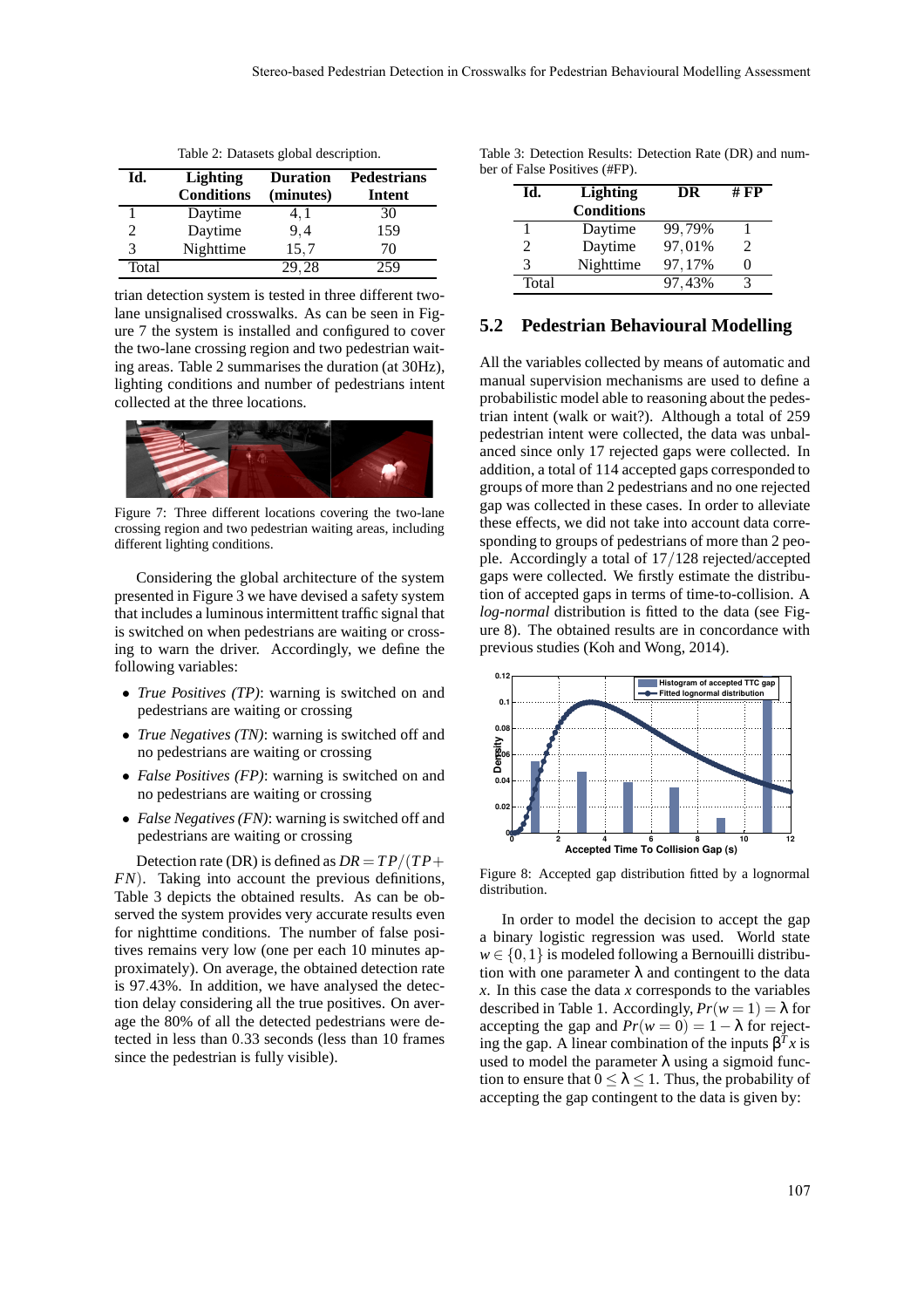Table 2: Datasets global description.

| Id. | Lighting Conditions | Duration (minutes) | Pedestrians Intent |
|---|---|---|---|
| 1 | Daytime | 4,1 | 30 |
| 2 | Daytime | 9,4 | 159 |
| 3 | Nighttime | 15,7 | 70 |
| Total | | 29,28 | 259 |

trian detection system is tested in three different two-lane unsignalised crosswalks. As can be seen in Figure 7 the system is installed and configured to cover the two-lane crossing region and two pedestrian waiting areas. Table 2 summarises the duration (at 30Hz), lighting conditions and number of pedestrians intent collected at the three locations.

Figure 7: Three different locations covering the two-lane crossing region and two pedestrian waiting areas, including different lighting conditions.

Considering the global architecture of the system presented in Figure 3 we have devised a safety system that includes a luminous intermittent traffic signal that is switched on when pedestrians are waiting or crossing to warn the driver. Accordingly, we define the following variables:

- *True Positives (TP)*: warning is switched on and pedestrians are waiting or crossing
- *True Negatives (TN)*: warning is switched off and no pedestrians are waiting or crossing
- *False Positives (FP)*: warning is switched on and no pedestrians are waiting or crossing
- *False Negatives (FN)*: warning is switched off and pedestrians are waiting or crossing

Detection rate (DR) is defined as $DR = TP/(TP + FN)$. Taking into account the previous definitions, Table 3 depicts the obtained results. As can be observed the system provides very accurate results even for nighttime conditions. The number of false positives remains very low (one per each 10 minutes approximately). On average, the obtained detection rate is 97.43%. In addition, we have analysed the detection delay considering all the true positives. On average the 80% of all the detected pedestrians were detected in less than 0.33 seconds (less than 10 frames since the pedestrian is fully visible).

Table 3: Detection Results: Detection Rate (DR) and number of False Positives (#FP).

| Id. | Lighting Conditions | DR | # FP |
|---|---|---|---|
| 1 | Daytime | 99,79% | 1 |
| 2 | Daytime | 97,01% | 2 |
| 3 | Nighttime | 97,17% | 0 |
| Total | | 97,43% | 3 |

## 5.2 Pedestrian Behavioural Modelling

All the variables collected by means of automatic and manual supervision mechanisms are used to define a probabilistic model able to reasoning about the pedestrian intent (walk or wait?). Although a total of 259 pedestrian intent were collected, the data was unbalanced since only 17 rejected gaps were collected. In addition, a total of 114 accepted gaps corresponded to groups of more than 2 pedestrians and no one rejected gap was collected in these cases. In order to alleviate these effects, we did not take into account data corresponding to groups of pedestrians of more than 2 people. Accordingly a total of 17/128 rejected/accepted gaps were collected. We firstly estimate the distribution of accepted gaps in terms of time-to-collision. A *log-normal* distribution is fitted to the data (see Figure 8). The obtained results are in concordance with previous studies (Koh and Wong, 2014).

Figure 8: Accepted gap distribution fitted by a lognormal distribution.

In order to model the decision to accept the gap a binary logistic regression was used. World state $w \in \{0, 1\}$ is modeled following a Bernouilli distribution with one parameter $\lambda$ and contingent to the data $x$. In this case the data $x$ corresponds to the variables described in Table 1. Accordingly, $Pr(w = 1) = \lambda$ for accepting the gap and $Pr(w = 0) = 1 - \lambda$ for rejecting the gap. A linear combination of the inputs $\beta^T x$ is used to model the parameter $\lambda$ using a sigmoid function to ensure that $0 \leq \lambda \leq 1$. Thus, the probability of accepting the gap contingent to the data is given by: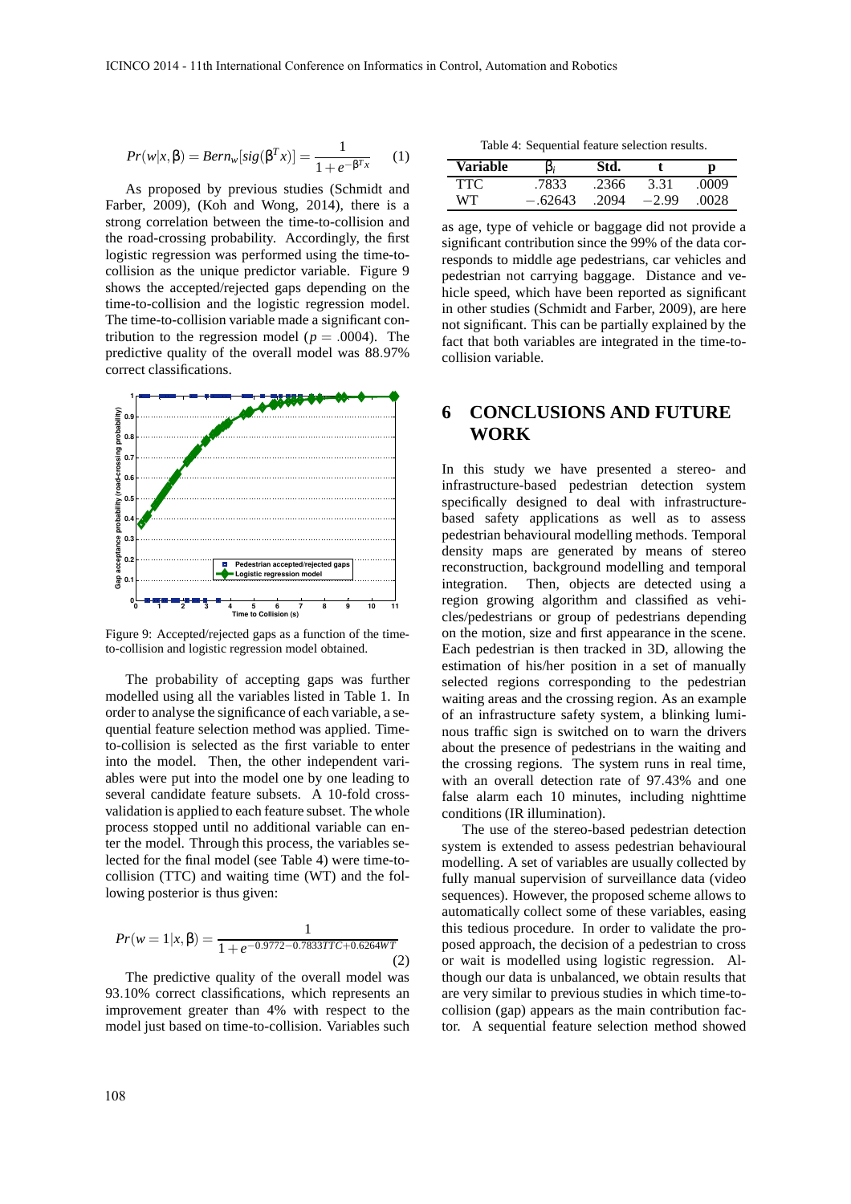$$Pr(w|x,\beta) = Bern_w[sig(\beta^T x)] = \frac{1}{1+e^{-\beta^T x}} \quad (1)$$

As proposed by previous studies (Schmidt and Farber, 2009), (Koh and Wong, 2014), there is a strong correlation between the time-to-collision and the road-crossing probability. Accordingly, the first logistic regression was performed using the time-to-collision as the unique predictor variable. Figure 9 shows the accepted/rejected gaps depending on the time-to-collision and the logistic regression model. The time-to-collision variable made a significant contribution to the regression model ($p = .0004$). The predictive quality of the overall model was 88.97% correct classifications.

Figure 9: Accepted/rejected gaps as a function of the time-to-collision and logistic regression model obtained.

The probability of accepting gaps was further modelled using all the variables listed in Table 1. In order to analyse the significance of each variable, a sequential feature selection method was applied. Time-to-collision is selected as the first variable to enter into the model. Then, the other independent variables were put into the model one by one leading to several candidate feature subsets. A 10-fold cross-validation is applied to each feature subset. The whole process stopped until no additional variable can enter the model. Through this process, the variables selected for the final model (see Table 4) were time-to-collision (TTC) and waiting time (WT) and the following posterior is thus given:

$$Pr(w=1|x,\beta) = \frac{1}{1+e^{-0.9772-0.7833TTC+0.6264WT}} \quad (2)$$

The predictive quality of the overall model was 93.10% correct classifications, which represents an improvement greater than 4% with respect to the model just based on time-to-collision. Variables such as age, type of vehicle or baggage did not provide a significant contribution since the 99% of the data corresponds to middle age pedestrians, car vehicles and pedestrian not carrying baggage. Distance and vehicle speed, which have been reported as significant in other studies (Schmidt and Farber, 2009), are here not significant. This can be partially explained by the fact that both variables are integrated in the time-to-collision variable.

Table 4: Sequential feature selection results.

| Variable | $\beta_i$ | Std. | t | p |
|---|---|---|---|---|
| TTC | .7833 | .2366 | 3.31 | .0009 |
| WT | $-.62643$ | .2094 | $-2.99$ | .0028 |

## 6 CONCLUSIONS AND FUTURE WORK

In this study we have presented a stereo- and infrastructure-based pedestrian detection system specifically designed to deal with infrastructure-based safety applications as well as to assess pedestrian behavioural modelling methods. Temporal density maps are generated by means of stereo reconstruction, background modelling and temporal integration. Then, objects are detected using a region growing algorithm and classified as vehicles/pedestrians or group of pedestrians depending on the motion, size and first appearance in the scene. Each pedestrian is then tracked in 3D, allowing the estimation of his/her position in a set of manually selected regions corresponding to the pedestrian waiting areas and the crossing region. As an example of an infrastructure safety system, a blinking luminous traffic sign is switched on to warn the drivers about the presence of pedestrians in the waiting and the crossing regions. The system runs in real time, with an overall detection rate of 97.43% and one false alarm each 10 minutes, including nighttime conditions (IR illumination).

The use of the stereo-based pedestrian detection system is extended to assess pedestrian behavioural modelling. A set of variables are usually collected by fully manual supervision of surveillance data (video sequences). However, the proposed scheme allows to automatically collect some of these variables, easing this tedious procedure. In order to validate the proposed approach, the decision of a pedestrian to cross or wait is modelled using logistic regression. Although our data is unbalanced, we obtain results that are very similar to previous studies in which time-to-collision (gap) appears as the main contribution factor. A sequential feature selection method showed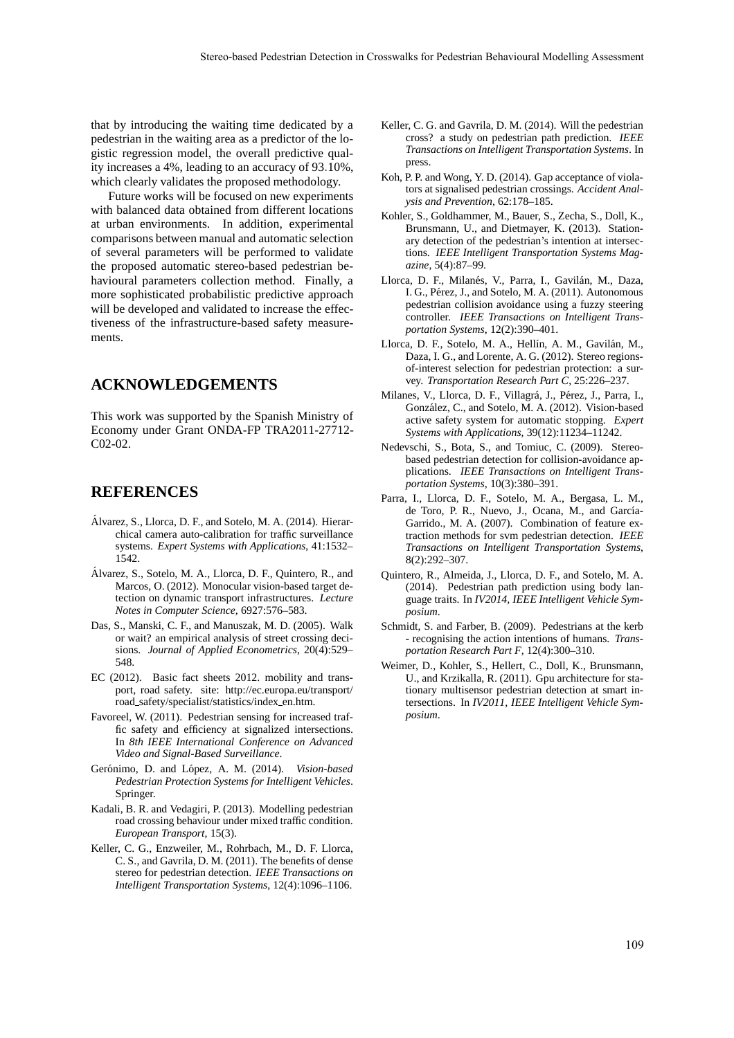that by introducing the waiting time dedicated by a pedestrian in the waiting area as a predictor of the logistic regression model, the overall predictive quality increases a 4%, leading to an accuracy of 93.10%, which clearly validates the proposed methodology.

Future works will be focused on new experiments with balanced data obtained from different locations at urban environments. In addition, experimental comparisons between manual and automatic selection of several parameters will be performed to validate the proposed automatic stereo-based pedestrian behavioural parameters collection method. Finally, a more sophisticated probabilistic predictive approach will be developed and validated to increase the effectiveness of the infrastructure-based safety measurements.

## ACKNOWLEDGEMENTS

This work was supported by the Spanish Ministry of Economy under Grant ONDA-FP TRA2011-27712-C02-02.

## REFERENCES

Álvarez, S., Llorca, D. F., and Sotelo, M. A. (2014). Hierarchical camera auto-calibration for traffic surveillance systems. *Expert Systems with Applications*, 41:1532–1542.

Álvarez, S., Sotelo, M. A., Llorca, D. F., Quintero, R., and Marcos, O. (2012). Monocular vision-based target detection on dynamic transport infrastructures. *Lecture Notes in Computer Science*, 6927:576–583.

Das, S., Manski, C. F., and Manuszak, M. D. (2005). Walk or wait? an empirical analysis of street crossing decisions. *Journal of Applied Econometrics*, 20(4):529–548.

EC (2012). Basic fact sheets 2012. mobility and transport, road safety. site: http://ec.europa.eu/transport/road_safety/specialist/statistics/index_en.htm.

Favoreel, W. (2011). Pedestrian sensing for increased traffic safety and efficiency at signalized intersections. In *8th IEEE International Conference on Advanced Video and Signal-Based Surveillance*.

Gerónimo, D. and López, A. M. (2014). *Vision-based Pedestrian Protection Systems for Intelligent Vehicles*. Springer.

Kadali, B. R. and Vedagiri, P. (2013). Modelling pedestrian road crossing behaviour under mixed traffic condition. *European Transport*, 15(3).

Keller, C. G., Enzweiler, M., Rohrbach, M., D. F. Llorca, C. S., and Gavrila, D. M. (2011). The benefits of dense stereo for pedestrian detection. *IEEE Transactions on Intelligent Transportation Systems*, 12(4):1096–1106.

Keller, C. G. and Gavrila, D. M. (2014). Will the pedestrian cross? a study on pedestrian path prediction. *IEEE Transactions on Intelligent Transportation Systems*. In press.

Koh, P. P. and Wong, Y. D. (2014). Gap acceptance of violators at signalised pedestrian crossings. *Accident Analysis and Prevention*, 62:178–185.

Kohler, S., Goldhammer, M., Bauer, S., Zecha, S., Doll, K., Brunsmann, U., and Dietmayer, K. (2013). Stationary detection of the pedestrian's intention at intersections. *IEEE Intelligent Transportation Systems Magazine*, 5(4):87–99.

Llorca, D. F., Milanés, V., Parra, I., Gavilán, M., Daza, I. G., Pérez, J., and Sotelo, M. A. (2011). Autonomous pedestrian collision avoidance using a fuzzy steering controller. *IEEE Transactions on Intelligent Transportation Systems*, 12(2):390–401.

Llorca, D. F., Sotelo, M. A., Hellín, A. M., Gavilán, M., Daza, I. G., and Lorente, A. G. (2012). Stereo regions-of-interest selection for pedestrian protection: a survey. *Transportation Research Part C*, 25:226–237.

Milanes, V., Llorca, D. F., Villagrá, J., Pérez, J., Parra, I., González, C., and Sotelo, M. A. (2012). Vision-based active safety system for automatic stopping. *Expert Systems with Applications*, 39(12):11234–11242.

Nedevschi, S., Bota, S., and Tomiuc, C. (2009). Stereo-based pedestrian detection for collision-avoidance applications. *IEEE Transactions on Intelligent Transportation Systems*, 10(3):380–391.

Parra, I., Llorca, D. F., Sotelo, M. A., Bergasa, L. M., de Toro, P. R., Nuevo, J., Ocana, M., and García-Garrido., M. A. (2007). Combination of feature extraction methods for svm pedestrian detection. *IEEE Transactions on Intelligent Transportation Systems*, 8(2):292–307.

Quintero, R., Almeida, J., Llorca, D. F., and Sotelo, M. A. (2014). Pedestrian path prediction using body language traits. In *IV2014, IEEE Intelligent Vehicle Symposium*.

Schmidt, S. and Farber, B. (2009). Pedestrians at the kerb - recognising the action intentions of humans. *Transportation Research Part F*, 12(4):300–310.

Weimer, D., Kohler, S., Hellert, C., Doll, K., Brunsmann, U., and Krzikalla, R. (2011). Gpu architecture for stationary multisensor pedestrian detection at smart intersections. In *IV2011, IEEE Intelligent Vehicle Symposium*.